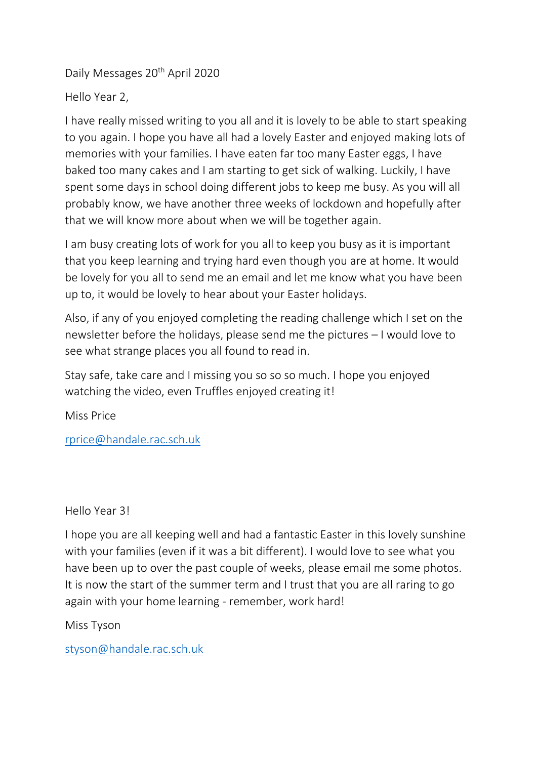Daily Messages 20th April 2020

Hello Year 2,

I have really missed writing to you all and it is lovely to be able to start speaking to you again. I hope you have all had a lovely Easter and enjoyed making lots of memories with your families. I have eaten far too many Easter eggs, I have baked too many cakes and I am starting to get sick of walking. Luckily, I have spent some days in school doing different jobs to keep me busy. As you will all probably know, we have another three weeks of lockdown and hopefully after that we will know more about when we will be together again.

I am busy creating lots of work for you all to keep you busy as it is important that you keep learning and trying hard even though you are at home. It would be lovely for you all to send me an email and let me know what you have been up to, it would be lovely to hear about your Easter holidays.

Also, if any of you enjoyed completing the reading challenge which I set on the newsletter before the holidays, please send me the pictures – I would love to see what strange places you all found to read in.

Stay safe, take care and I missing you so so so much. I hope you enjoyed watching the video, even Truffles enjoyed creating it!

Miss Price

rprice@handale.rac.sch.uk

Hello Year 3!

I hope you are all keeping well and had a fantastic Easter in this lovely sunshine with your families (even if it was a bit different). I would love to see what you have been up to over the past couple of weeks, please email me some photos. It is now the start of the summer term and I trust that you are all raring to go again with your home learning - remember, work hard!

Miss Tyson

styson@handale.rac.sch.uk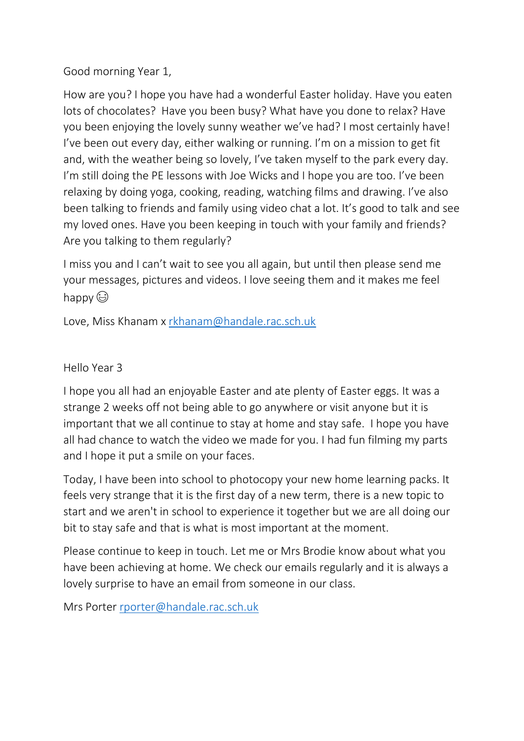Good morning Year 1,

How are you? I hope you have had a wonderful Easter holiday. Have you eaten lots of chocolates? Have you been busy? What have you done to relax? Have you been enjoying the lovely sunny weather we've had? I most certainly have! I've been out every day, either walking or running. I'm on a mission to get fit and, with the weather being so lovely, I've taken myself to the park every day. I'm still doing the PE lessons with Joe Wicks and I hope you are too. I've been relaxing by doing yoga, cooking, reading, watching films and drawing. I've also been talking to friends and family using video chat a lot. It's good to talk and see my loved ones. Have you been keeping in touch with your family and friends? Are you talking to them regularly?

I miss you and I can't wait to see you all again, but until then please send me your messages, pictures and videos. I love seeing them and it makes me feel happy 😊

Love, Miss Khanam x rkhanam@handale.rac.sch.uk

Hello Year 3

I hope you all had an enjoyable Easter and ate plenty of Easter eggs. It was a strange 2 weeks off not being able to go anywhere or visit anyone but it is important that we all continue to stay at home and stay safe. I hope you have all had chance to watch the video we made for you. I had fun filming my parts and I hope it put a smile on your faces.

Today, I have been into school to photocopy your new home learning packs. It feels very strange that it is the first day of a new term, there is a new topic to start and we aren't in school to experience it together but we are all doing our bit to stay safe and that is what is most important at the moment.

Please continue to keep in touch. Let me or Mrs Brodie know about what you have been achieving at home. We check our emails regularly and it is always a lovely surprise to have an email from someone in our class.

Mrs Porter rporter@handale.rac.sch.uk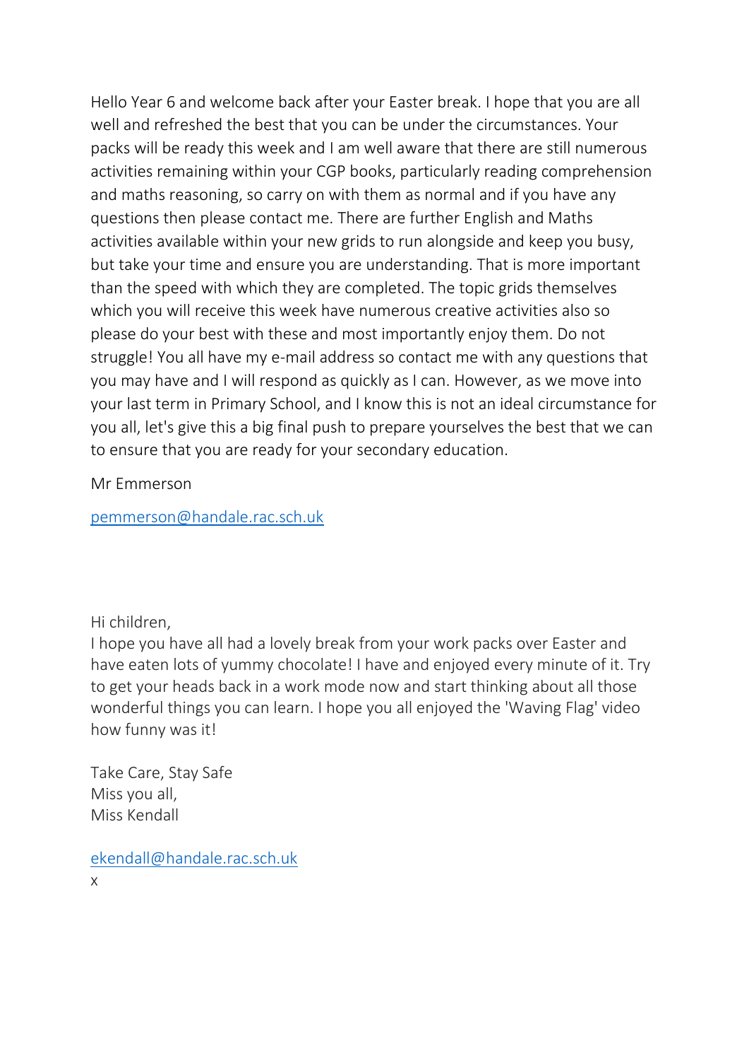Hello Year 6 and welcome back after your Easter break. I hope that you are all well and refreshed the best that you can be under the circumstances. Your packs will be ready this week and I am well aware that there are still numerous activities remaining within your CGP books, particularly reading comprehension and maths reasoning, so carry on with them as normal and if you have any questions then please contact me. There are further English and Maths activities available within your new grids to run alongside and keep you busy, but take your time and ensure you are understanding. That is more important than the speed with which they are completed. The topic grids themselves which you will receive this week have numerous creative activities also so please do your best with these and most importantly enjoy them. Do not struggle! You all have my e-mail address so contact me with any questions that you may have and I will respond as quickly as I can. However, as we move into your last term in Primary School, and I know this is not an ideal circumstance for you all, let's give this a big final push to prepare yourselves the best that we can to ensure that you are ready for your secondary education.

Mr Emmerson

pemmerson@handale.rac.sch.uk

Hi children,
I hope you have all had a lovely break from your work packs over Easter and have eaten lots of yummy chocolate! I have and enjoyed every minute of it. Try to get your heads back in a work mode now and start thinking about all those wonderful things you can learn. I hope you all enjoyed the 'Waving Flag' video how funny was it!

Take Care, Stay Safe
Miss you all,
Miss Kendall

ekendall@handale.rac.sch.uk
x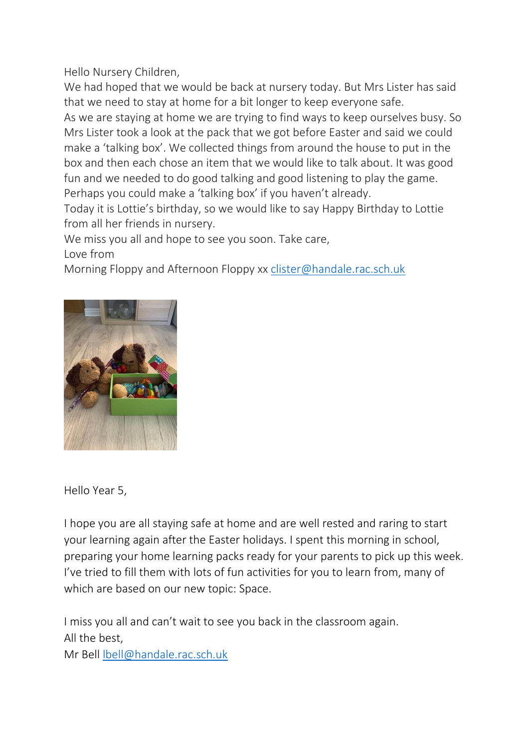Hello Nursery Children,

We had hoped that we would be back at nursery today. But Mrs Lister has said that we need to stay at home for a bit longer to keep everyone safe.

As we are staying at home we are trying to find ways to keep ourselves busy. So Mrs Lister took a look at the pack that we got before Easter and said we could make a 'talking box'. We collected things from around the house to put in the box and then each chose an item that we would like to talk about. It was good fun and we needed to do good talking and good listening to play the game. Perhaps you could make a 'talking box' if you haven't already.

Today it is Lottie's birthday, so we would like to say Happy Birthday to Lottie from all her friends in nursery.

We miss you all and hope to see you soon. Take care,

Love from

Morning Floppy and Afternoon Floppy xx clister@handale.rac.sch.uk

Hello Year 5,

I hope you are all staying safe at home and are well rested and raring to start your learning again after the Easter holidays. I spent this morning in school, preparing your home learning packs ready for your parents to pick up this week. I've tried to fill them with lots of fun activities for you to learn from, many of which are based on our new topic: Space.

I miss you all and can't wait to see you back in the classroom again.

All the best,

Mr Bell lbell@handale.rac.sch.uk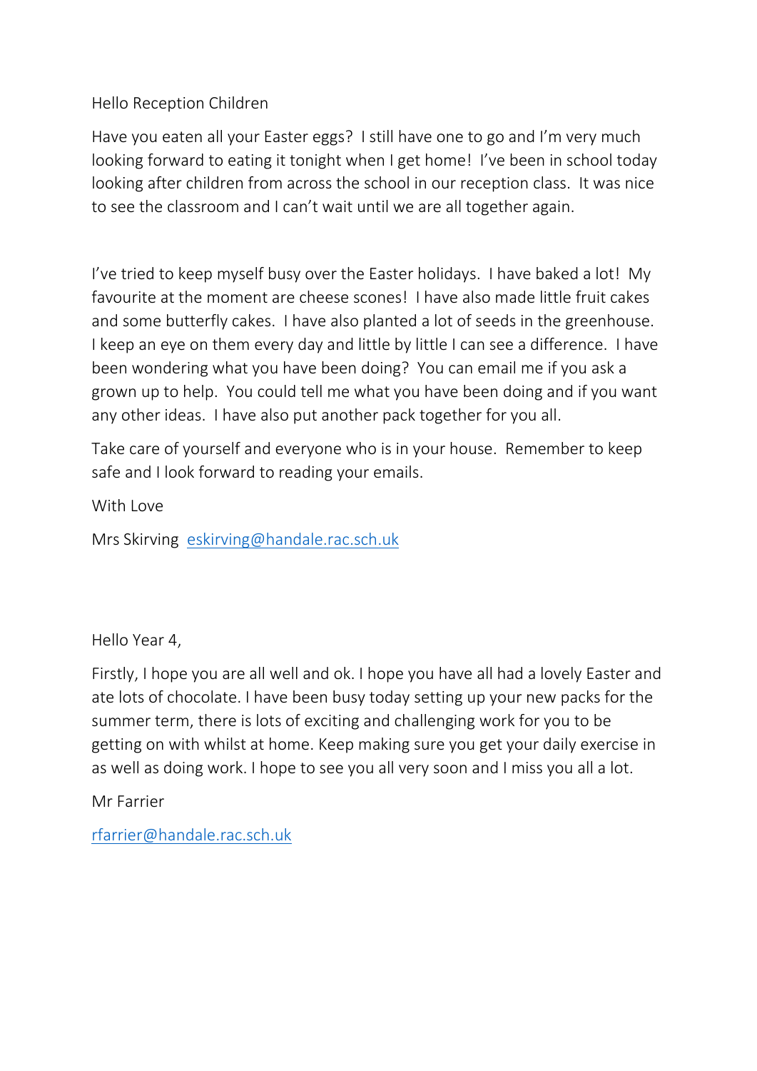Hello Reception Children

Have you eaten all your Easter eggs? I still have one to go and I'm very much looking forward to eating it tonight when I get home! I've been in school today looking after children from across the school in our reception class. It was nice to see the classroom and I can't wait until we are all together again.

I've tried to keep myself busy over the Easter holidays. I have baked a lot! My favourite at the moment are cheese scones! I have also made little fruit cakes and some butterfly cakes. I have also planted a lot of seeds in the greenhouse. I keep an eye on them every day and little by little I can see a difference. I have been wondering what you have been doing? You can email me if you ask a grown up to help. You could tell me what you have been doing and if you want any other ideas. I have also put another pack together for you all.

Take care of yourself and everyone who is in your house. Remember to keep safe and I look forward to reading your emails.

With Love

Mrs Skirving eskirving@handale.rac.sch.uk

Hello Year 4,

Firstly, I hope you are all well and ok. I hope you have all had a lovely Easter and ate lots of chocolate. I have been busy today setting up your new packs for the summer term, there is lots of exciting and challenging work for you to be getting on with whilst at home. Keep making sure you get your daily exercise in as well as doing work. I hope to see you all very soon and I miss you all a lot.

Mr Farrier

rfarrier@handale.rac.sch.uk